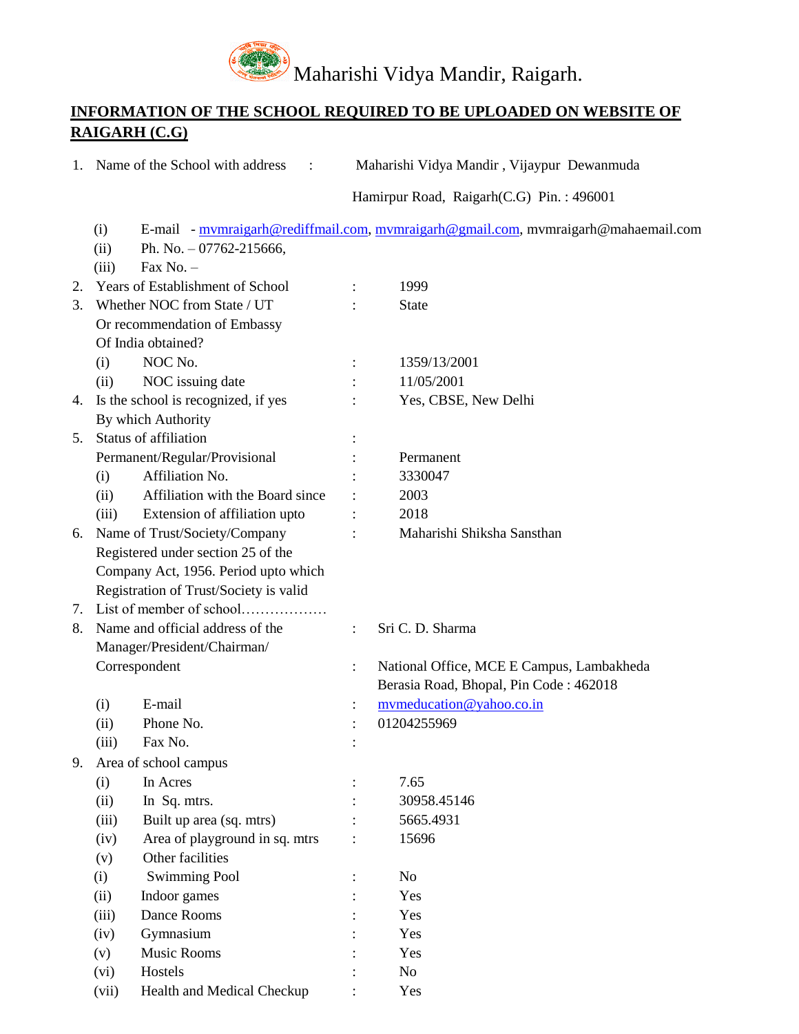# Maharishi Vidya Mandir, Raigarh.

## INFORMATION OF THE SCHOOL REQUIRED TO BE UPLOADED ON WEBSITE OF RAIGARH (C.G)

1. Name of the School with address : Maharishi Vidya Mandir , Vijaypur Dewanmuda Hamirpur Road, Raigarh(C.G) Pin. : 496001
   - (i) E-mail - mvmraigarh@rediffmail.com, mvmraigarh@gmail.com, mvmraigarh@mahaemail.com
   - (ii) Ph. No. – 07762-215666,
   - (iii) Fax No. –
2. Years of Establishment of School : 1999
3. Whether NOC from State / UT Or recommendation of Embassy Of India obtained? : State
   - (i) NOC No. : 1359/13/2001
   - (ii) NOC issuing date : 11/05/2001
4. Is the school is recognized, if yes By which Authority : Yes, CBSE, New Delhi
5. Status of affiliation :
   Permanent/Regular/Provisional : Permanent
   - (i) Affiliation No. : 3330047
   - (ii) Affiliation with the Board since : 2003
   - (iii) Extension of affiliation upto : 2018
6. Name of Trust/Society/Company Registered under section 25 of the Company Act, 1956. Period upto which Registration of Trust/Society is valid : Maharishi Shiksha Sansthan
7. List of member of school………………
8. Name and official address of the Manager/President/Chairman/ : Sri C. D. Sharma
   Correspondent : National Office, MCE E Campus, Lambakheda Berasia Road, Bhopal, Pin Code : 462018
   - (i) E-mail : mvmeducation@yahoo.co.in
   - (ii) Phone No. : 01204255969
   - (iii) Fax No. :
9. Area of school campus
   - (i) In Acres : 7.65
   - (ii) In Sq. mtrs. : 30958.45146
   - (iii) Built up area (sq. mtrs) : 5665.4931
   - (iv) Area of playground in sq. mtrs : 15696
   - (v) Other facilities
     - (i) Swimming Pool : No
     - (ii) Indoor games : Yes
     - (iii) Dance Rooms : Yes
     - (iv) Gymnasium : Yes
     - (v) Music Rooms : Yes
     - (vi) Hostels : No
     - (vii) Health and Medical Checkup : Yes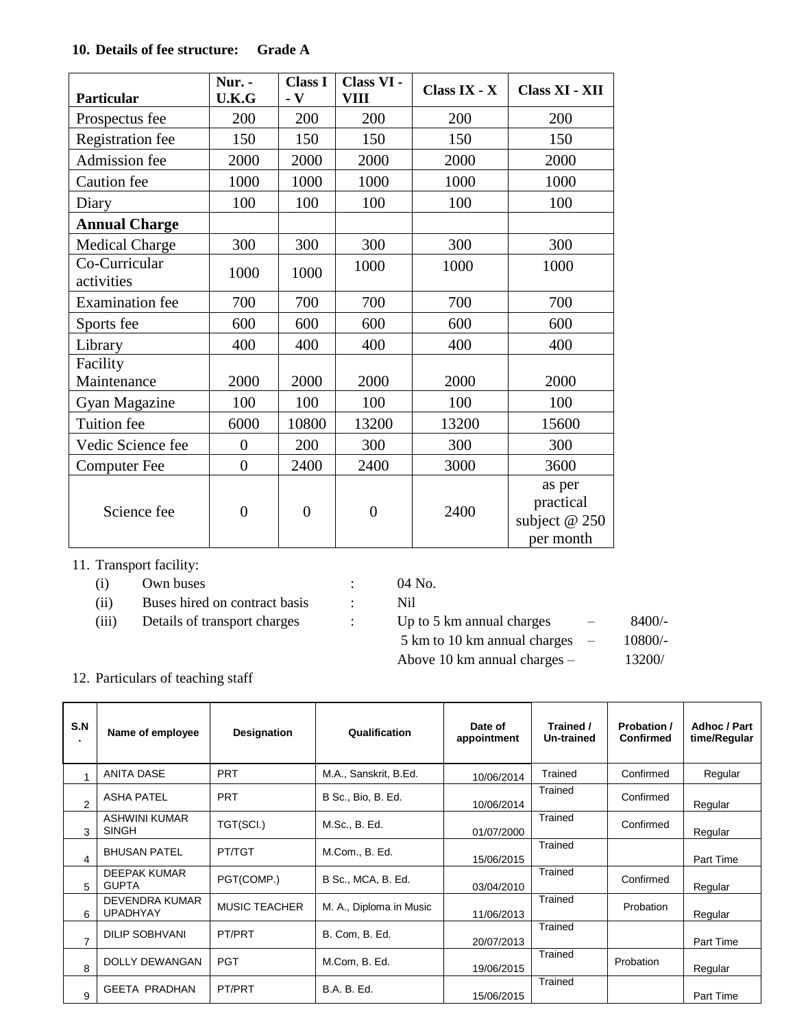**10. Details of fee structure: Grade A**

| Particular | Nur. - U.K.G | Class I - V | Class VI - VIII | Class IX - X | Class XI - XII |
|---|---|---|---|---|---|
| Prospectus fee | 200 | 200 | 200 | 200 | 200 |
| Registration fee | 150 | 150 | 150 | 150 | 150 |
| Admission fee | 2000 | 2000 | 2000 | 2000 | 2000 |
| Caution fee | 1000 | 1000 | 1000 | 1000 | 1000 |
| Diary | 100 | 100 | 100 | 100 | 100 |
| **Annual Charge** | | | | | |
| Medical Charge | 300 | 300 | 300 | 300 | 300 |
| Co-Curricular activities | 1000 | 1000 | 1000 | 1000 | 1000 |
| Examination fee | 700 | 700 | 700 | 700 | 700 |
| Sports fee | 600 | 600 | 600 | 600 | 600 |
| Library | 400 | 400 | 400 | 400 | 400 |
| Facility Maintenance | 2000 | 2000 | 2000 | 2000 | 2000 |
| Gyan Magazine | 100 | 100 | 100 | 100 | 100 |
| Tuition fee | 6000 | 10800 | 13200 | 13200 | 15600 |
| Vedic Science fee | 0 | 200 | 300 | 300 | 300 |
| Computer Fee | 0 | 2400 | 2400 | 3000 | 3600 |
| Science fee | 0 | 0 | 0 | 2400 | as per practical subject @ 250 per month |

11. Transport facility:

   (i) Own buses : 04 No.

   (ii) Buses hired on contract basis : Nil

   (iii) Details of transport charges : Up to 5 km annual charges – 8400/-
   5 km to 10 km annual charges – 10800/-
   Above 10 km annual charges – 13200/

12. Particulars of teaching staff

| S.N. | Name of employee | Designation | Qualification | Date of appointment | Trained / Un-trained | Probation / Confirmed | Adhoc / Part time/Regular |
|---|---|---|---|---|---|---|---|
| 1 | ANITA DASE | PRT | M.A., Sanskrit, B.Ed. | 10/06/2014 | Trained | Confirmed | Regular |
| 2 | ASHA PATEL | PRT | B Sc., Bio, B. Ed. | 10/06/2014 | Trained | Confirmed | Regular |
| 3 | ASHWINI KUMAR SINGH | TGT(SCI.) | M.Sc., B. Ed. | 01/07/2000 | Trained | Confirmed | Regular |
| 4 | BHUSAN PATEL | PT/TGT | M.Com., B. Ed. | 15/06/2015 | Trained | | Part Time |
| 5 | DEEPAK KUMAR GUPTA | PGT(COMP.) | B Sc., MCA, B. Ed. | 03/04/2010 | Trained | Confirmed | Regular |
| 6 | DEVENDRA KUMAR UPADHYAY | MUSIC TEACHER | M. A., Diploma in Music | 11/06/2013 | Trained | Probation | Regular |
| 7 | DILIP SOBHVANI | PT/PRT | B. Com, B. Ed. | 20/07/2013 | Trained | | Part Time |
| 8 | DOLLY DEWANGAN | PGT | M.Com, B. Ed. | 19/06/2015 | Trained | Probation | Regular |
| 9 | GEETA PRADHAN | PT/PRT | B.A. B. Ed. | 15/06/2015 | Trained | | Part Time |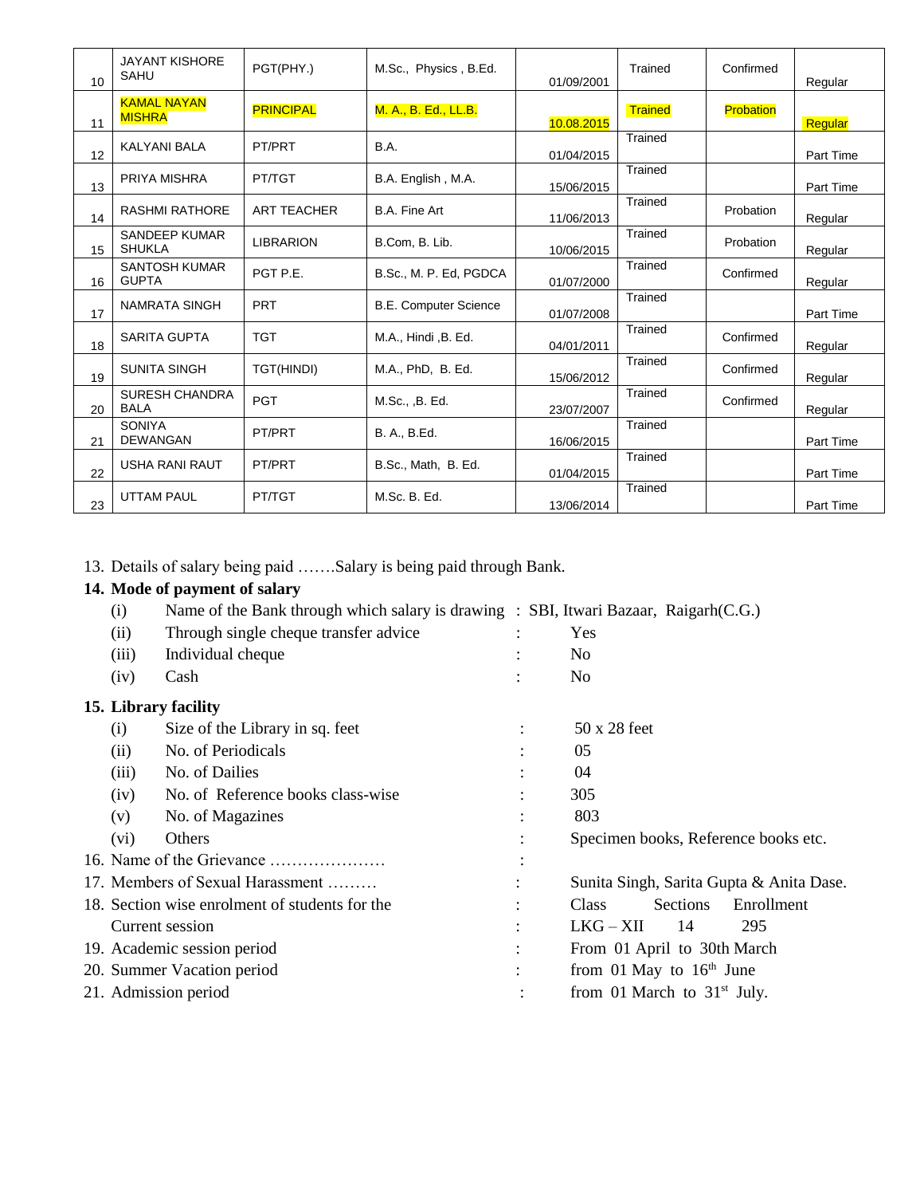| | | | | | | | |
|---|---|---|---|---|---|---|---|
| 10 | JAYANT KISHORE SAHU | PGT(PHY.) | M.Sc., Physics , B.Ed. | 01/09/2001 | Trained | Confirmed | Regular |
| 11 | KAMAL NAYAN MISHRA | PRINCIPAL | M. A., B. Ed., LL.B. | 10.08.2015 | Trained | Probation | Regular |
| 12 | KALYANI BALA | PT/PRT | B.A. | 01/04/2015 | Trained | | Part Time |
| 13 | PRIYA MISHRA | PT/TGT | B.A. English , M.A. | 15/06/2015 | Trained | | Part Time |
| 14 | RASHMI RATHORE | ART TEACHER | B.A. Fine Art | 11/06/2013 | Trained | Probation | Regular |
| 15 | SANDEEP KUMAR SHUKLA | LIBRARION | B.Com, B. Lib. | 10/06/2015 | Trained | Probation | Regular |
| 16 | SANTOSH KUMAR GUPTA | PGT P.E. | B.Sc., M. P. Ed, PGDCA | 01/07/2000 | Trained | Confirmed | Regular |
| 17 | NAMRATA SINGH | PRT | B.E. Computer Science | 01/07/2008 | Trained | | Part Time |
| 18 | SARITA GUPTA | TGT | M.A., Hindi ,B. Ed. | 04/01/2011 | Trained | Confirmed | Regular |
| 19 | SUNITA SINGH | TGT(HINDI) | M.A., PhD, B. Ed. | 15/06/2012 | Trained | Confirmed | Regular |
| 20 | SURESH CHANDRA BALA | PGT | M.Sc., ,B. Ed. | 23/07/2007 | Trained | Confirmed | Regular |
| 21 | SONIYA DEWANGAN | PT/PRT | B. A., B.Ed. | 16/06/2015 | Trained | | Part Time |
| 22 | USHA RANI RAUT | PT/PRT | B.Sc., Math, B. Ed. | 01/04/2015 | Trained | | Part Time |
| 23 | UTTAM PAUL | PT/TGT | M.Sc. B. Ed. | 13/06/2014 | Trained | | Part Time |

13. Details of salary being paid …….Salary is being paid through Bank.

**14. Mode of payment of salary**

(i) Name of the Bank through which salary is drawing : SBI, Itwari Bazaar, Raigarh(C.G.)

(ii) Through single cheque transfer advice : Yes

(iii) Individual cheque : No

(iv) Cash : No

**15. Library facility**

(i) Size of the Library in sq. feet : 50 x 28 feet

(ii) No. of Periodicals : 05

(iii) No. of Dailies : 04

(iv) No. of Reference books class-wise : 305

(v) No. of Magazines : 803

(vi) Others : Specimen books, Reference books etc.

16. Name of the Grievance ………………… :

17. Members of Sexual Harassment ……… : Sunita Singh, Sarita Gupta & Anita Dase.

18. Section wise enrolment of students for the Current session :

| Class | Sections | Enrollment |
|---|---|---|
| LKG – XII | 14 | 295 |

19. Academic session period : From 01 April to 30th March

20. Summer Vacation period : from 01 May to 16th June

21. Admission period : from 01 March to 31st July.